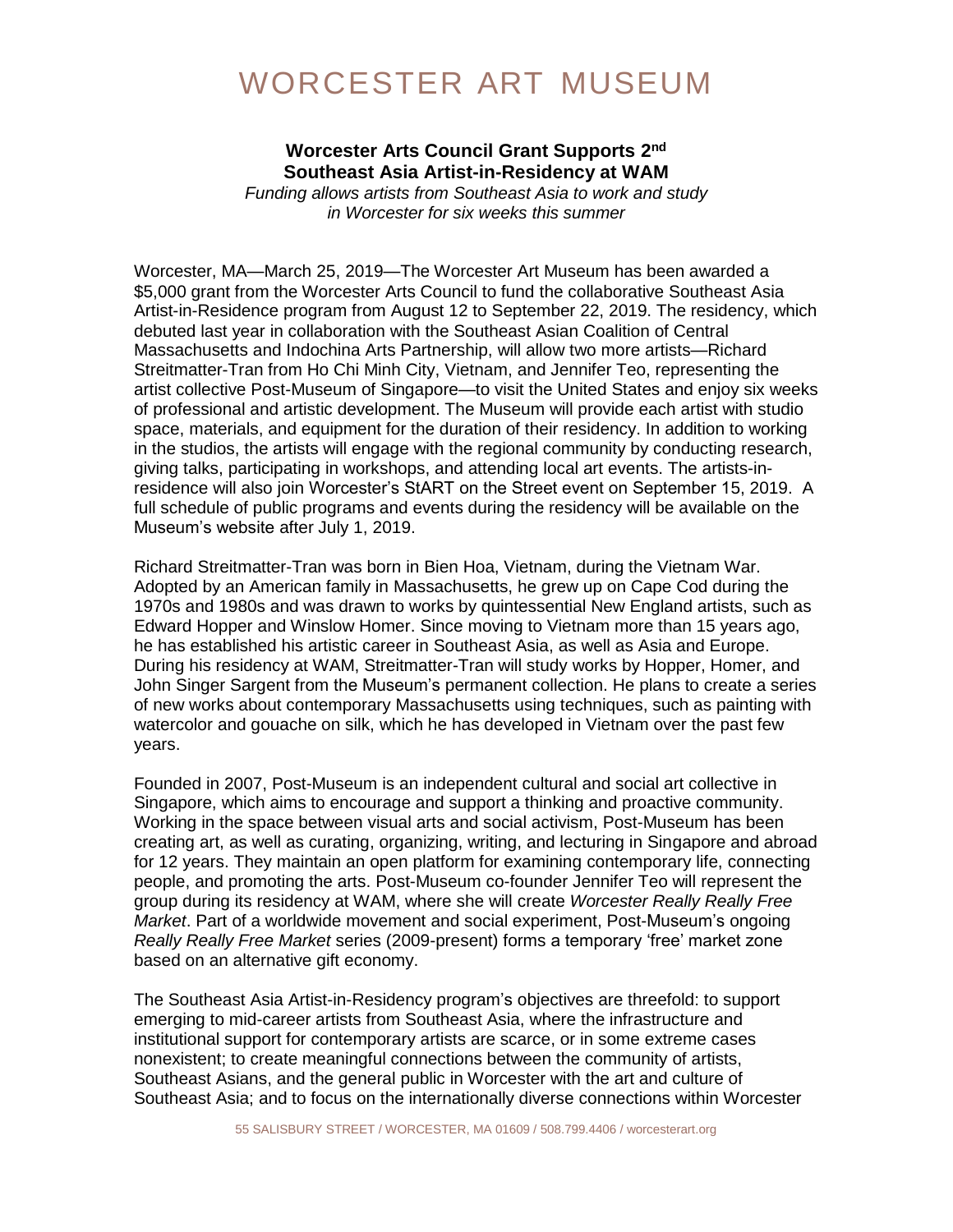# WORCESTER ART MUSEUM

**Worcester Arts Council Grant Supports 2nd Southeast Asia Artist-in-Residency at WAM**

*Funding allows artists from Southeast Asia to work and study in Worcester for six weeks this summer*

Worcester, MA—March 25, 2019—The Worcester Art Museum has been awarded a $5,000 grant from the Worcester Arts Council to fund the collaborative Southeast Asia Artist-in-Residence program from August 12 to September 22, 2019. The residency, which debuted last year in collaboration with the Southeast Asian Coalition of Central Massachusetts and Indochina Arts Partnership, will allow two more artists—Richard Streitmatter-Tran from Ho Chi Minh City, Vietnam, and Jennifer Teo, representing the artist collective Post-Museum of Singapore—to visit the United States and enjoy six weeks of professional and artistic development. The Museum will provide each artist with studio space, materials, and equipment for the duration of their residency. In addition to working in the studios, the artists will engage with the regional community by conducting research, giving talks, participating in workshops, and attending local art events. The artists-in-residence will also join Worcester's StART on the Street event on September 15, 2019. A full schedule of public programs and events during the residency will be available on the Museum's website after July 1, 2019.

Richard Streitmatter-Tran was born in Bien Hoa, Vietnam, during the Vietnam War. Adopted by an American family in Massachusetts, he grew up on Cape Cod during the 1970s and 1980s and was drawn to works by quintessential New England artists, such as Edward Hopper and Winslow Homer. Since moving to Vietnam more than 15 years ago, he has established his artistic career in Southeast Asia, as well as Asia and Europe. During his residency at WAM, Streitmatter-Tran will study works by Hopper, Homer, and John Singer Sargent from the Museum's permanent collection. He plans to create a series of new works about contemporary Massachusetts using techniques, such as painting with watercolor and gouache on silk, which he has developed in Vietnam over the past few years.

Founded in 2007, Post-Museum is an independent cultural and social art collective in Singapore, which aims to encourage and support a thinking and proactive community. Working in the space between visual arts and social activism, Post-Museum has been creating art, as well as curating, organizing, writing, and lecturing in Singapore and abroad for 12 years. They maintain an open platform for examining contemporary life, connecting people, and promoting the arts. Post-Museum co-founder Jennifer Teo will represent the group during its residency at WAM, where she will create *Worcester Really Really Free Market*. Part of a worldwide movement and social experiment, Post-Museum's ongoing *Really Really Free Market* series (2009-present) forms a temporary 'free' market zone based on an alternative gift economy.

The Southeast Asia Artist-in-Residency program's objectives are threefold: to support emerging to mid-career artists from Southeast Asia, where the infrastructure and institutional support for contemporary artists are scarce, or in some extreme cases nonexistent; to create meaningful connections between the community of artists, Southeast Asians, and the general public in Worcester with the art and culture of Southeast Asia; and to focus on the internationally diverse connections within Worcester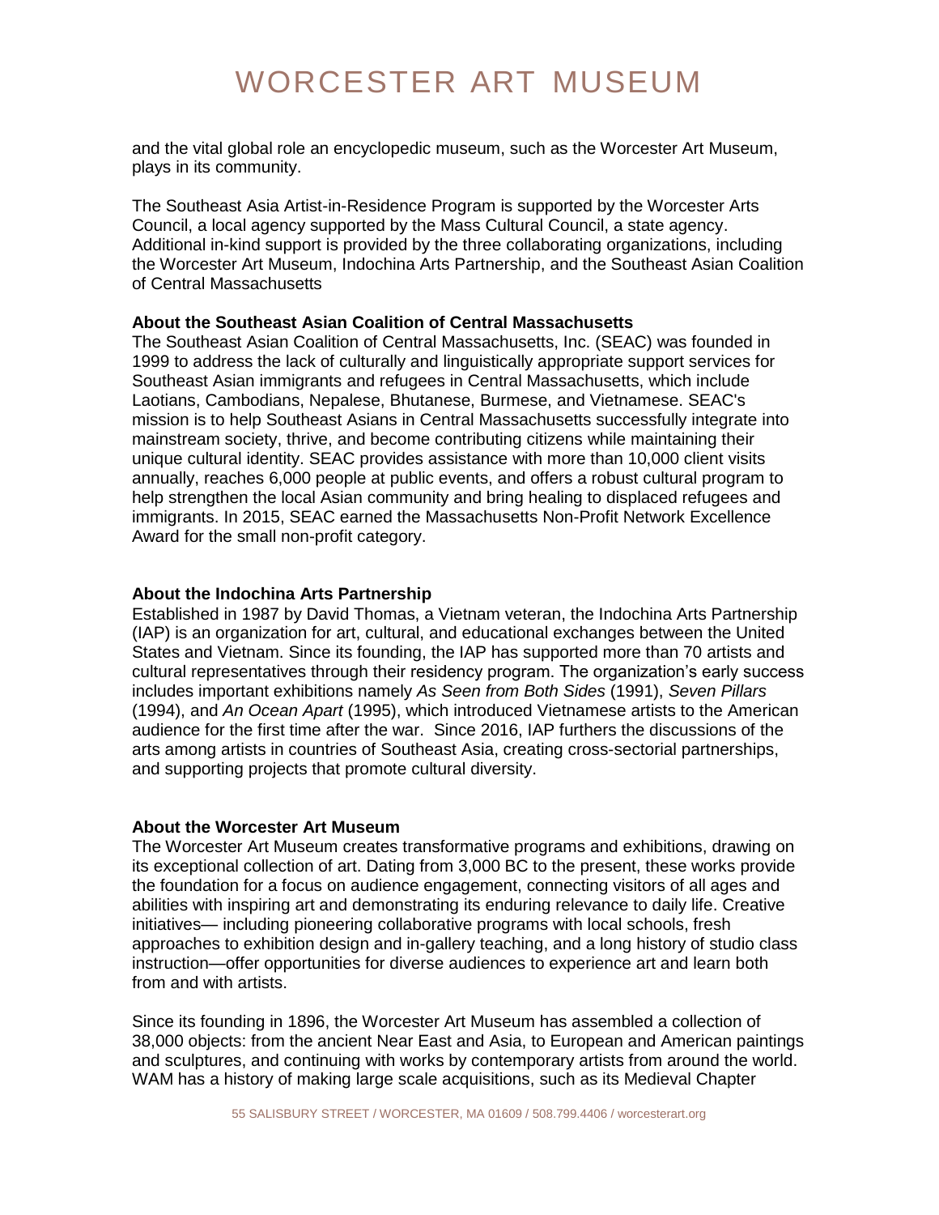and the vital global role an encyclopedic museum, such as the Worcester Art Museum, plays in its community.

The Southeast Asia Artist-in-Residence Program is supported by the Worcester Arts Council, a local agency supported by the Mass Cultural Council, a state agency. Additional in-kind support is provided by the three collaborating organizations, including the Worcester Art Museum, Indochina Arts Partnership, and the Southeast Asian Coalition of Central Massachusetts

**About the Southeast Asian Coalition of Central Massachusetts**
The Southeast Asian Coalition of Central Massachusetts, Inc. (SEAC) was founded in 1999 to address the lack of culturally and linguistically appropriate support services for Southeast Asian immigrants and refugees in Central Massachusetts, which include Laotians, Cambodians, Nepalese, Bhutanese, Burmese, and Vietnamese. SEAC's mission is to help Southeast Asians in Central Massachusetts successfully integrate into mainstream society, thrive, and become contributing citizens while maintaining their unique cultural identity. SEAC provides assistance with more than 10,000 client visits annually, reaches 6,000 people at public events, and offers a robust cultural program to help strengthen the local Asian community and bring healing to displaced refugees and immigrants. In 2015, SEAC earned the Massachusetts Non-Profit Network Excellence Award for the small non-profit category.

**About the Indochina Arts Partnership**
Established in 1987 by David Thomas, a Vietnam veteran, the Indochina Arts Partnership (IAP) is an organization for art, cultural, and educational exchanges between the United States and Vietnam. Since its founding, the IAP has supported more than 70 artists and cultural representatives through their residency program. The organization's early success includes important exhibitions namely *As Seen from Both Sides* (1991), *Seven Pillars* (1994), and *An Ocean Apart* (1995), which introduced Vietnamese artists to the American audience for the first time after the war. Since 2016, IAP furthers the discussions of the arts among artists in countries of Southeast Asia, creating cross-sectorial partnerships, and supporting projects that promote cultural diversity.

**About the Worcester Art Museum**
The Worcester Art Museum creates transformative programs and exhibitions, drawing on its exceptional collection of art. Dating from 3,000 BC to the present, these works provide the foundation for a focus on audience engagement, connecting visitors of all ages and abilities with inspiring art and demonstrating its enduring relevance to daily life. Creative initiatives— including pioneering collaborative programs with local schools, fresh approaches to exhibition design and in-gallery teaching, and a long history of studio class instruction—offer opportunities for diverse audiences to experience art and learn both from and with artists.

Since its founding in 1896, the Worcester Art Museum has assembled a collection of 38,000 objects: from the ancient Near East and Asia, to European and American paintings and sculptures, and continuing with works by contemporary artists from around the world. WAM has a history of making large scale acquisitions, such as its Medieval Chapter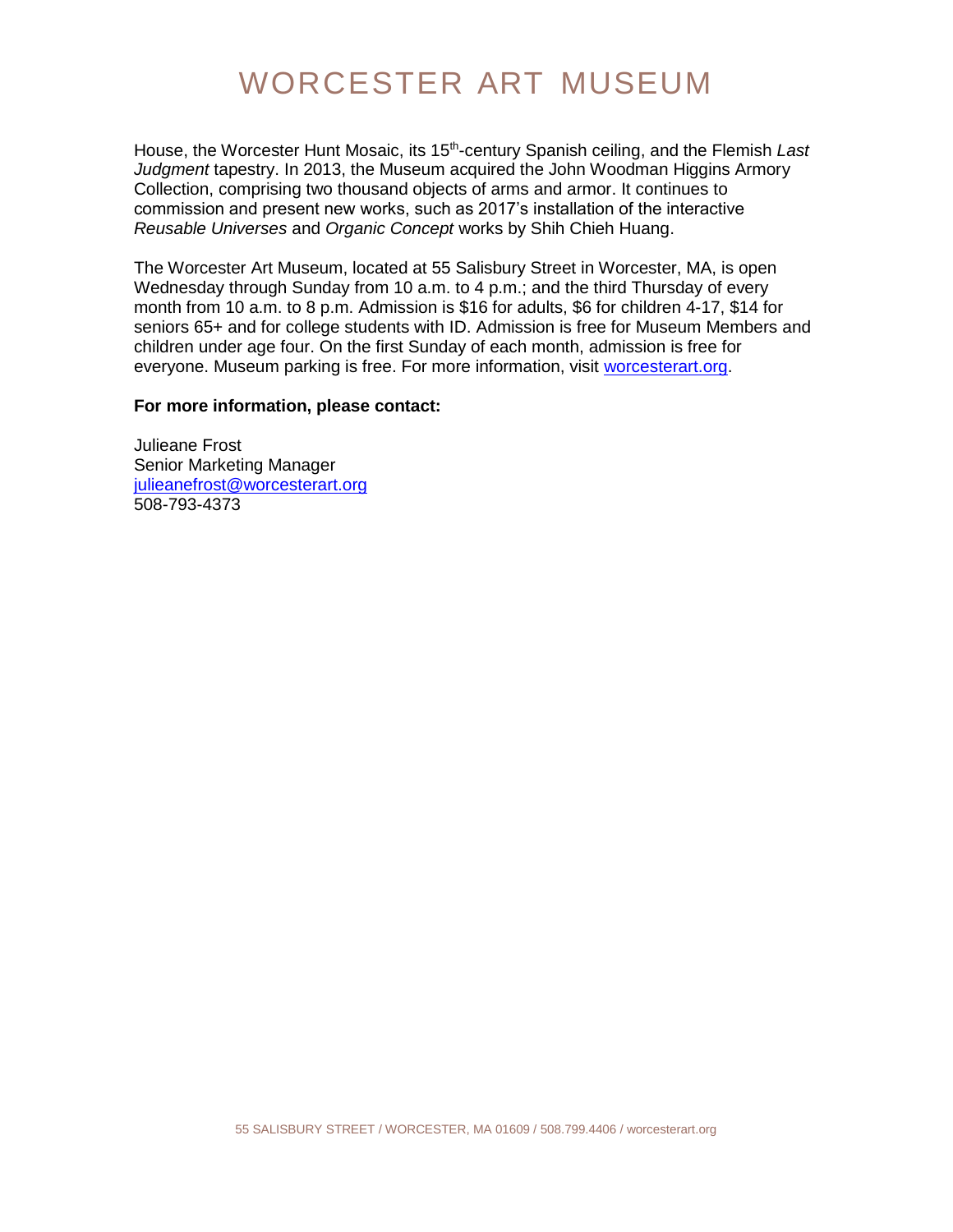House, the Worcester Hunt Mosaic, its 15th-century Spanish ceiling, and the Flemish *Last Judgment* tapestry. In 2013, the Museum acquired the John Woodman Higgins Armory Collection, comprising two thousand objects of arms and armor. It continues to commission and present new works, such as 2017's installation of the interactive *Reusable Universes* and *Organic Concept* works by Shih Chieh Huang.

The Worcester Art Museum, located at 55 Salisbury Street in Worcester, MA, is open Wednesday through Sunday from 10 a.m. to 4 p.m.; and the third Thursday of every month from 10 a.m. to 8 p.m. Admission is $16 for adults, $6 for children 4-17, $14 for seniors 65+ and for college students with ID. Admission is free for Museum Members and children under age four. On the first Sunday of each month, admission is free for everyone. Museum parking is free. For more information, visit [worcesterart.org](worcesterart.org).

**For more information, please contact:**

Julieane Frost
Senior Marketing Manager
[julieanefrost@worcesterart.org](mailto:julieanefrost@worcesterart.org)
508-793-4373